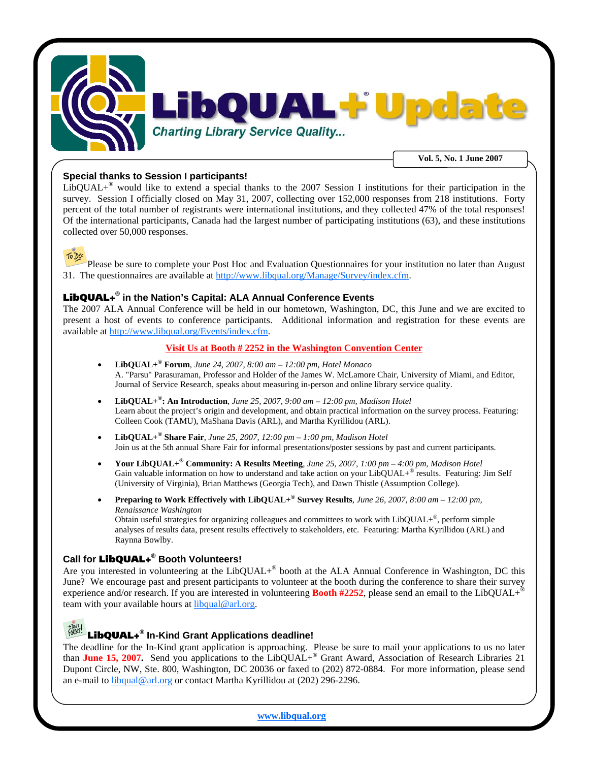# LibQUAL+® Update

*Charting Library Service Quality...*

**Vol. 5, No. 1 June 2007**

## Special thanks to Session I participants!

LibQUAL+® would like to extend a special thanks to the 2007 Session I institutions for their participation in the survey. Session I officially closed on May 31, 2007, collecting over 152,000 responses from 218 institutions. Forty percent of the total number of registrants were international institutions, and they collected 47% of the total responses! Of the international participants, Canada had the largest number of participating institutions (63), and these institutions collected over 50,000 responses.

To Do: Please be sure to complete your Post Hoc and Evaluation Questionnaires for your institution no later than August 31. The questionnaires are available at http://www.libqual.org/Manage/Survey/index.cfm.

## LibQUAL+® in the Nation's Capital: ALA Annual Conference Events

The 2007 ALA Annual Conference will be held in our hometown, Washington, DC, this June and we are excited to present a host of events to conference participants. Additional information and registration for these events are available at http://www.libqual.org/Events/index.cfm.

**Visit Us at Booth # 2252 in the Washington Convention Center**

- **LibQUAL+® Forum**, *June 24, 2007, 8:00 am – 12:00 pm, Hotel Monaco*
  A. "Parsu" Parasuraman, Professor and Holder of the James W. McLamore Chair, University of Miami, and Editor, Journal of Service Research, speaks about measuring in-person and online library service quality.
- **LibQUAL+®: An Introduction**, *June 25, 2007, 9:00 am – 12:00 pm, Madison Hotel*
  Learn about the project's origin and development, and obtain practical information on the survey process. Featuring: Colleen Cook (TAMU), MaShana Davis (ARL), and Martha Kyrillidou (ARL).
- **LibQUAL+® Share Fair**, *June 25, 2007, 12:00 pm – 1:00 pm, Madison Hotel*
  Join us at the 5th annual Share Fair for informal presentations/poster sessions by past and current participants.
- **Your LibQUAL+® Community: A Results Meeting**, *June 25, 2007, 1:00 pm – 4:00 pm, Madison Hotel*
  Gain valuable information on how to understand and take action on your LibQUAL+® results. Featuring: Jim Self (University of Virginia), Brian Matthews (Georgia Tech), and Dawn Thistle (Assumption College).
- **Preparing to Work Effectively with LibQUAL+® Survey Results**, *June 26, 2007, 8:00 am – 12:00 pm, Renaissance Washington*
  Obtain useful strategies for organizing colleagues and committees to work with LibQUAL+®, perform simple analyses of results data, present results effectively to stakeholders, etc. Featuring: Martha Kyrillidou (ARL) and Raynna Bowlby.

## Call for LibQUAL+® Booth Volunteers!

Are you interested in volunteering at the LibQUAL+® booth at the ALA Annual Conference in Washington, DC this June? We encourage past and present participants to volunteer at the booth during the conference to share their survey experience and/or research. If you are interested in volunteering **Booth #2252**, please send an email to the LibQUAL+® team with your available hours at libqual@arl.org.

## LibQUAL+® In-Kind Grant Applications deadline!

The deadline for the In-Kind grant application is approaching. Please be sure to mail your applications to us no later than **June 15, 2007.** Send you applications to the LibQUAL+® Grant Award, Association of Research Libraries 21 Dupont Circle, NW, Ste. 800, Washington, DC 20036 or faxed to (202) 872-0884. For more information, please send an e-mail to libqual@arl.org or contact Martha Kyrillidou at (202) 296-2296.

**www.libqual.org**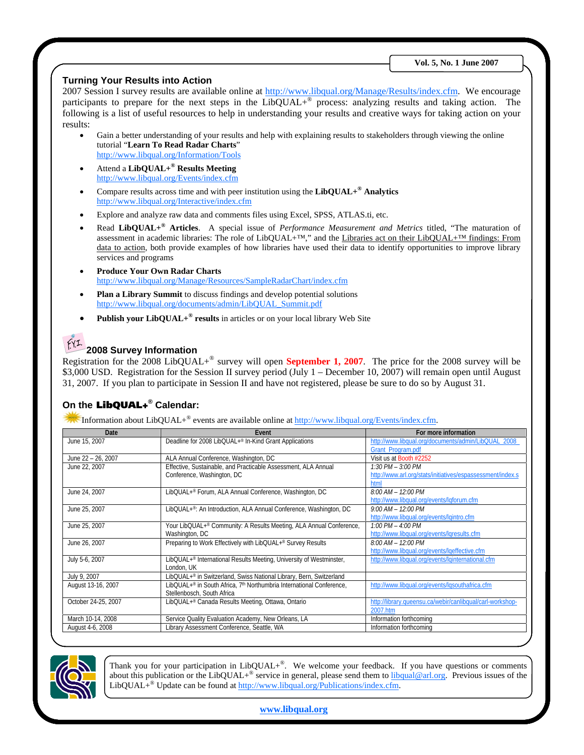Vol. 5, No. 1 June 2007

### Turning Your Results into Action

2007 Session I survey results are available online at http://www.libqual.org/Manage/Results/index.cfm. We encourage participants to prepare for the next steps in the LibQUAL+® process: analyzing results and taking action. The following is a list of useful resources to help in understanding your results and creative ways for taking action on your results:

- Gain a better understanding of your results and help with explaining results to stakeholders through viewing the online tutorial "**Learn To Read Radar Charts**"
  http://www.libqual.org/Information/Tools
- Attend a **LibQUAL+® Results Meeting**
  http://www.libqual.org/Events/index.cfm
- Compare results across time and with peer institution using the **LibQUAL+® Analytics**
  http://www.libqual.org/Interactive/index.cfm
- Explore and analyze raw data and comments files using Excel, SPSS, ATLAS.ti, etc.
- Read **LibQUAL+® Articles**. A special issue of *Performance Measurement and Metrics* titled, "The maturation of assessment in academic libraries: The role of LibQUAL+™," and the Libraries act on their LibQUAL+™ findings: From data to action, both provide examples of how libraries have used their data to identify opportunities to improve library services and programs
- **Produce Your Own Radar Charts**
  http://www.libqual.org/Manage/Resources/SampleRadarChart/index.cfm
- **Plan a Library Summit** to discuss findings and develop potential solutions
  http://www.libqual.org/documents/admin/LibQUAL_Summit.pdf
- **Publish your LibQUAL+® results** in articles or on your local library Web Site

### 2008 Survey Information

Registration for the 2008 LibQUAL+® survey will open **September 1, 2007**. The price for the 2008 survey will be $3,000 USD. Registration for the Session II survey period (July 1 – December 10, 2007) will remain open until August 31, 2007. If you plan to participate in Session II and have not registered, please be sure to do so by August 31.

### On the LibQUAL+® Calendar:

Information about LibQUAL+® events are available online at http://www.libqual.org/Events/index.cfm.

| Date | Event | For more information |
|---|---|---|
| June 15, 2007 | Deadline for 2008 LibQUAL+® In-Kind Grant Applications | http://www.libqual.org/documents/admin/LibQUAL_2008_Grant_Program.pdf |
| June 22 – 26, 2007 | ALA Annual Conference, Washington, DC | Visit us at Booth #2252 |
| June 22, 2007 | Effective, Sustainable, and Practicable Assessment, ALA Annual Conference, Washington, DC | *1:30 PM – 3:00 PM* http://www.arl.org/stats/initiatives/espassessment/index.shtml |
| June 24, 2007 | LibQUAL+® Forum, ALA Annual Conference, Washington, DC | *8:00 AM – 12:00 PM* http://www.libqual.org/events/lqforum.cfm |
| June 25, 2007 | LibQUAL+®: An Introduction, ALA Annual Conference, Washington, DC | *9:00 AM – 12:00 PM* http://www.libqual.org/events/lqintro.cfm |
| June 25, 2007 | Your LibQUAL+® Community: A Results Meeting, ALA Annual Conference, Washington, DC | *1:00 PM – 4:00 PM* http://www.libqual.org/events/lqresults.cfm |
| June 26, 2007 | Preparing to Work Effectively with LibQUAL+® Survey Results | *8:00 AM – 12:00 PM* http://www.libqual.org/events/lqeffective.cfm |
| July 5-6, 2007 | LibQUAL+® International Results Meeting, University of Westminster, London, UK | http://www.libqual.org/events/lqinternational.cfm |
| July 9, 2007 | LibQUAL+® in Switzerland, Swiss National Library, Bern, Switzerland | |
| August 13-16, 2007 | LibQUAL+® in South Africa, 7th Northumbria International Conference, Stellenbosch, South Africa | http://www.libqual.org/events/lqsouthafrica.cfm |
| October 24-25, 2007 | LibQUAL+® Canada Results Meeting, Ottawa, Ontario | http://library.queensu.ca/webir/canlibqual/carl-workshop-2007.htm |
| March 10-14, 2008 | Service Quality Evaluation Academy, New Orleans, LA | Information forthcoming |
| August 4-6, 2008 | Library Assessment Conference, Seattle, WA | Information forthcoming |

Thank you for your participation in LibQUAL+®. We welcome your feedback. If you have questions or comments about this publication or the LibQUAL+® service in general, please send them to libqual@arl.org. Previous issues of the LibQUAL+® Update can be found at http://www.libqual.org/Publications/index.cfm.

**www.libqual.org**